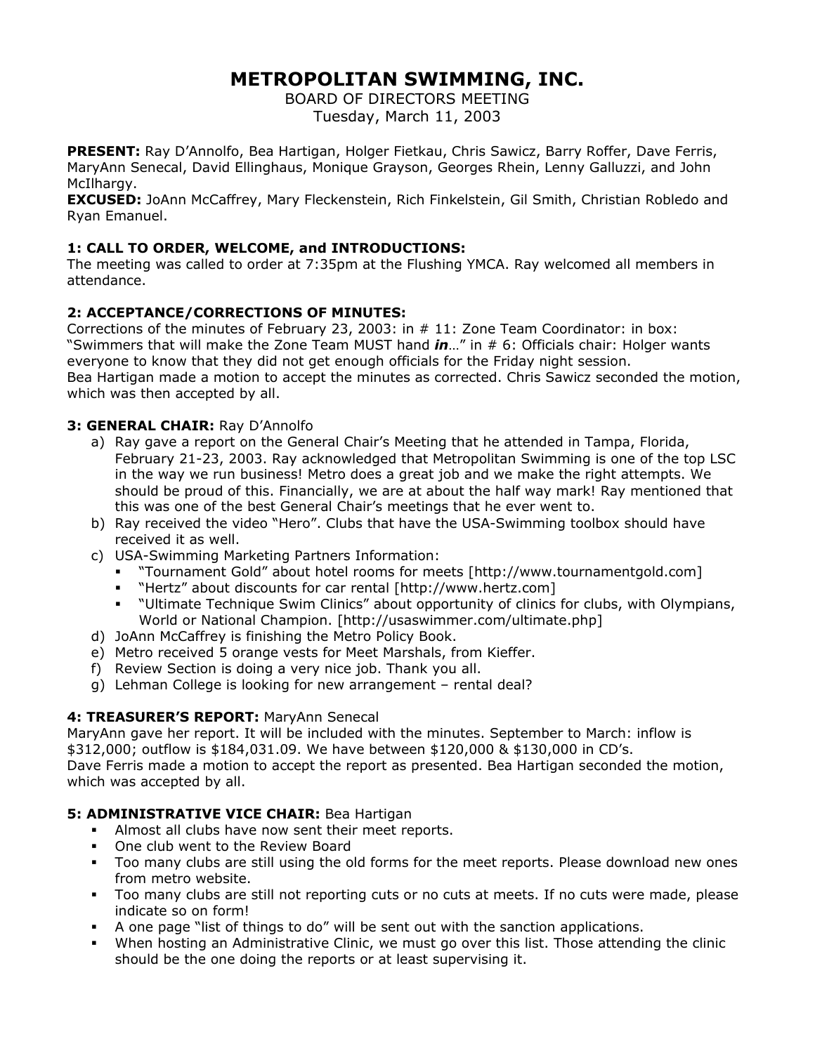# METROPOLITAN SWIMMING, INC.

BOARD OF DIRECTORS MEETING
Tuesday, March 11, 2003

**PRESENT:** Ray D'Annolfo, Bea Hartigan, Holger Fietkau, Chris Sawicz, Barry Roffer, Dave Ferris, MaryAnn Senecal, David Ellinghaus, Monique Grayson, Georges Rhein, Lenny Galluzzi, and John McIlhargy.
**EXCUSED:** JoAnn McCaffrey, Mary Fleckenstein, Rich Finkelstein, Gil Smith, Christian Robledo and Ryan Emanuel.

### 1: CALL TO ORDER, WELCOME, and INTRODUCTIONS:

The meeting was called to order at 7:35pm at the Flushing YMCA. Ray welcomed all members in attendance.

### 2: ACCEPTANCE/CORRECTIONS OF MINUTES:

Corrections of the minutes of February 23, 2003: in # 11: Zone Team Coordinator: in box: "Swimmers that will make the Zone Team MUST hand ***in***…" in # 6: Officials chair: Holger wants everyone to know that they did not get enough officials for the Friday night session.
Bea Hartigan made a motion to accept the minutes as corrected. Chris Sawicz seconded the motion, which was then accepted by all.

### 3: GENERAL CHAIR: Ray D'Annolfo

a) Ray gave a report on the General Chair's Meeting that he attended in Tampa, Florida, February 21-23, 2003. Ray acknowledged that Metropolitan Swimming is one of the top LSC in the way we run business! Metro does a great job and we make the right attempts. We should be proud of this. Financially, we are at about the half way mark! Ray mentioned that this was one of the best General Chair's meetings that he ever went to.
b) Ray received the video "Hero". Clubs that have the USA-Swimming toolbox should have received it as well.
c) USA-Swimming Marketing Partners Information:
   - "Tournament Gold" about hotel rooms for meets [http://www.tournamentgold.com]
   - "Hertz" about discounts for car rental [http://www.hertz.com]
   - "Ultimate Technique Swim Clinics" about opportunity of clinics for clubs, with Olympians, World or National Champion. [http://usaswimmer.com/ultimate.php]
d) JoAnn McCaffrey is finishing the Metro Policy Book.
e) Metro received 5 orange vests for Meet Marshals, from Kieffer.
f) Review Section is doing a very nice job. Thank you all.
g) Lehman College is looking for new arrangement – rental deal?

### 4: TREASURER'S REPORT: MaryAnn Senecal

MaryAnn gave her report. It will be included with the minutes. September to March: inflow is $312,000; outflow is $184,031.09. We have between $120,000 & $130,000 in CD's.
Dave Ferris made a motion to accept the report as presented. Bea Hartigan seconded the motion, which was accepted by all.

### 5: ADMINISTRATIVE VICE CHAIR: Bea Hartigan

- Almost all clubs have now sent their meet reports.
- One club went to the Review Board
- Too many clubs are still using the old forms for the meet reports. Please download new ones from metro website.
- Too many clubs are still not reporting cuts or no cuts at meets. If no cuts were made, please indicate so on form!
- A one page "list of things to do" will be sent out with the sanction applications.
- When hosting an Administrative Clinic, we must go over this list. Those attending the clinic should be the one doing the reports or at least supervising it.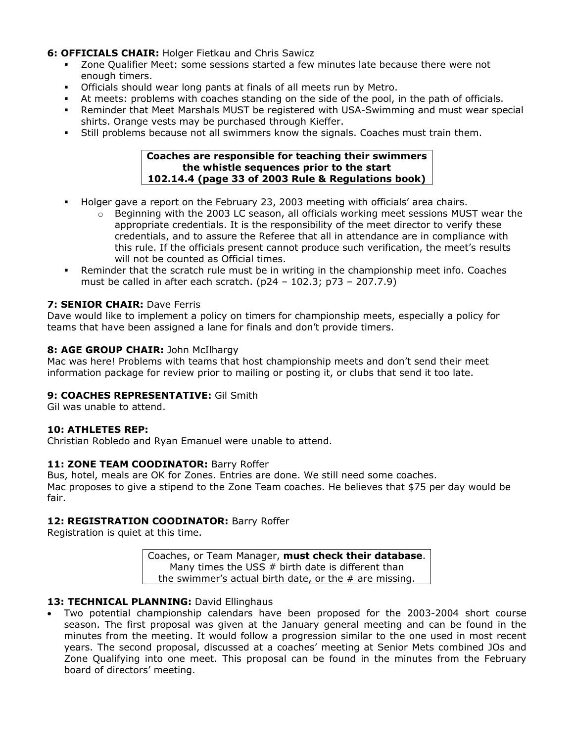**6: OFFICIALS CHAIR:** Holger Fietkau and Chris Sawicz

- Zone Qualifier Meet: some sessions started a few minutes late because there were not enough timers.
- Officials should wear long pants at finals of all meets run by Metro.
- At meets: problems with coaches standing on the side of the pool, in the path of officials.
- Reminder that Meet Marshals MUST be registered with USA-Swimming and must wear special shirts. Orange vests may be purchased through Kieffer.
- Still problems because not all swimmers know the signals. Coaches must train them.

> **Coaches are responsible for teaching their swimmers the whistle sequences prior to the start 102.14.4 (page 33 of 2003 Rule & Regulations book)**

- Holger gave a report on the February 23, 2003 meeting with officials' area chairs.
  - Beginning with the 2003 LC season, all officials working meet sessions MUST wear the appropriate credentials. It is the responsibility of the meet director to verify these credentials, and to assure the Referee that all in attendance are in compliance with this rule. If the officials present cannot produce such verification, the meet's results will not be counted as Official times.
- Reminder that the scratch rule must be in writing in the championship meet info. Coaches must be called in after each scratch. (p24 – 102.3; p73 – 207.7.9)

**7: SENIOR CHAIR:** Dave Ferris

Dave would like to implement a policy on timers for championship meets, especially a policy for teams that have been assigned a lane for finals and don't provide timers.

**8: AGE GROUP CHAIR:** John McIlhargy

Mac was here! Problems with teams that host championship meets and don't send their meet information package for review prior to mailing or posting it, or clubs that send it too late.

**9: COACHES REPRESENTATIVE:** Gil Smith

Gil was unable to attend.

**10: ATHLETES REP:**

Christian Robledo and Ryan Emanuel were unable to attend.

**11: ZONE TEAM COODINATOR:** Barry Roffer

Bus, hotel, meals are OK for Zones. Entries are done. We still need some coaches.
Mac proposes to give a stipend to the Zone Team coaches. He believes that $75 per day would be fair.

**12: REGISTRATION COODINATOR:** Barry Roffer

Registration is quiet at this time.

> Coaches, or Team Manager, **must check their database**. Many times the USS # birth date is different than the swimmer's actual birth date, or the # are missing.

**13: TECHNICAL PLANNING:** David Ellinghaus

- Two potential championship calendars have been proposed for the 2003-2004 short course season. The first proposal was given at the January general meeting and can be found in the minutes from the meeting. It would follow a progression similar to the one used in most recent years. The second proposal, discussed at a coaches' meeting at Senior Mets combined JOs and Zone Qualifying into one meet. This proposal can be found in the minutes from the February board of directors' meeting.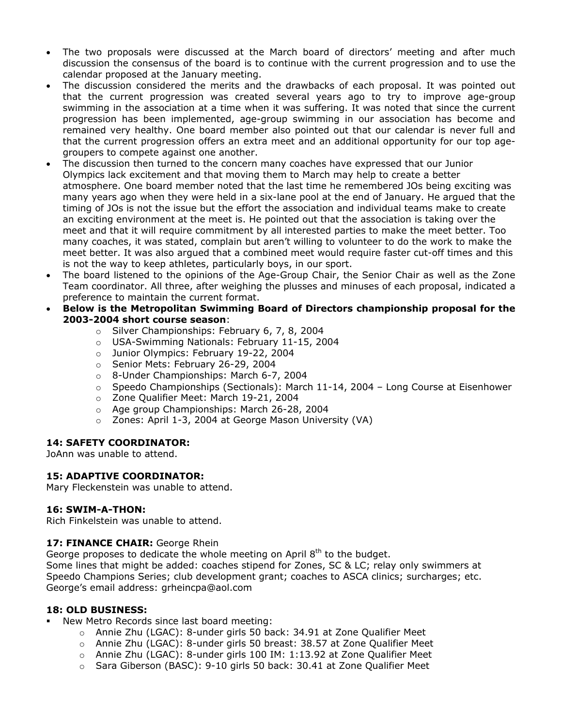- The two proposals were discussed at the March board of directors' meeting and after much discussion the consensus of the board is to continue with the current progression and to use the calendar proposed at the January meeting.
- The discussion considered the merits and the drawbacks of each proposal. It was pointed out that the current progression was created several years ago to try to improve age-group swimming in the association at a time when it was suffering. It was noted that since the current progression has been implemented, age-group swimming in our association has become and remained very healthy. One board member also pointed out that our calendar is never full and that the current progression offers an extra meet and an additional opportunity for our top age-groupers to compete against one another.
- The discussion then turned to the concern many coaches have expressed that our Junior Olympics lack excitement and that moving them to March may help to create a better atmosphere. One board member noted that the last time he remembered JOs being exciting was many years ago when they were held in a six-lane pool at the end of January. He argued that the timing of JOs is not the issue but the effort the association and individual teams make to create an exciting environment at the meet is. He pointed out that the association is taking over the meet and that it will require commitment by all interested parties to make the meet better. Too many coaches, it was stated, complain but aren't willing to volunteer to do the work to make the meet better. It was also argued that a combined meet would require faster cut-off times and this is not the way to keep athletes, particularly boys, in our sport.
- The board listened to the opinions of the Age-Group Chair, the Senior Chair as well as the Zone Team coordinator. All three, after weighing the plusses and minuses of each proposal, indicated a preference to maintain the current format.
- **Below is the Metropolitan Swimming Board of Directors championship proposal for the 2003-2004 short course season**:
  - Silver Championships: February 6, 7, 8, 2004
  - USA-Swimming Nationals: February 11-15, 2004
  - Junior Olympics: February 19-22, 2004
  - Senior Mets: February 26-29, 2004
  - 8-Under Championships: March 6-7, 2004
  - Speedo Championships (Sectionals): March 11-14, 2004 – Long Course at Eisenhower
  - Zone Qualifier Meet: March 19-21, 2004
  - Age group Championships: March 26-28, 2004
  - Zones: April 1-3, 2004 at George Mason University (VA)

### 14: SAFETY COORDINATOR:

JoAnn was unable to attend.

### 15: ADAPTIVE COORDINATOR:

Mary Fleckenstein was unable to attend.

### 16: SWIM-A-THON:

Rich Finkelstein was unable to attend.

### 17: FINANCE CHAIR: George Rhein

George proposes to dedicate the whole meeting on April 8th to the budget.
Some lines that might be added: coaches stipend for Zones, SC & LC; relay only swimmers at Speedo Champions Series; club development grant; coaches to ASCA clinics; surcharges; etc.
George's email address: grheincpa@aol.com

### 18: OLD BUSINESS:

- New Metro Records since last board meeting:
  - Annie Zhu (LGAC): 8-under girls 50 back: 34.91 at Zone Qualifier Meet
  - Annie Zhu (LGAC): 8-under girls 50 breast: 38.57 at Zone Qualifier Meet
  - Annie Zhu (LGAC): 8-under girls 100 IM: 1:13.92 at Zone Qualifier Meet
  - Sara Giberson (BASC): 9-10 girls 50 back: 30.41 at Zone Qualifier Meet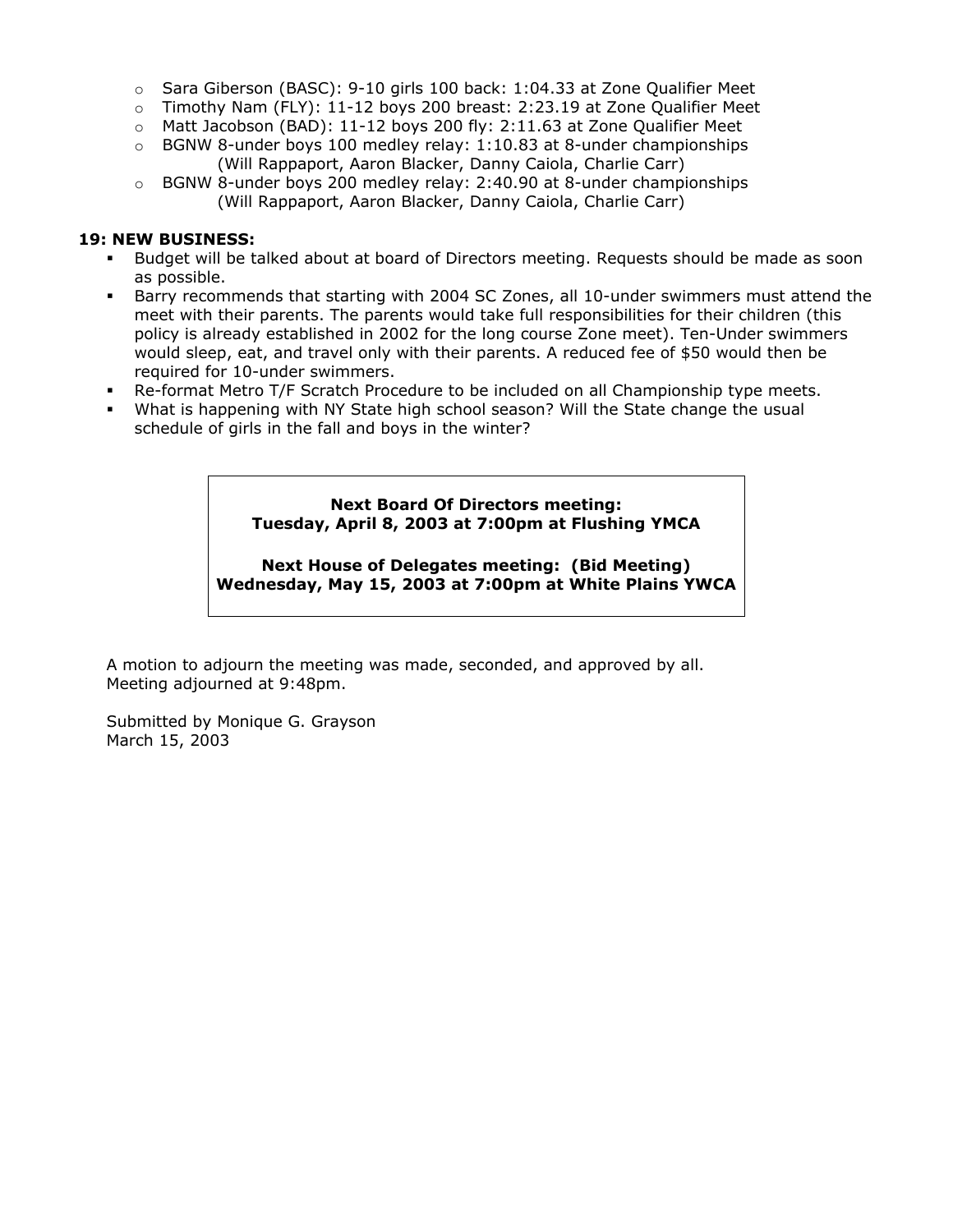- Sara Giberson (BASC): 9-10 girls 100 back: 1:04.33 at Zone Qualifier Meet
- Timothy Nam (FLY): 11-12 boys 200 breast: 2:23.19 at Zone Qualifier Meet
- Matt Jacobson (BAD): 11-12 boys 200 fly: 2:11.63 at Zone Qualifier Meet
- BGNW 8-under boys 100 medley relay: 1:10.83 at 8-under championships
  (Will Rappaport, Aaron Blacker, Danny Caiola, Charlie Carr)
- BGNW 8-under boys 200 medley relay: 2:40.90 at 8-under championships
  (Will Rappaport, Aaron Blacker, Danny Caiola, Charlie Carr)

**19: NEW BUSINESS:**

- Budget will be talked about at board of Directors meeting. Requests should be made as soon as possible.
- Barry recommends that starting with 2004 SC Zones, all 10-under swimmers must attend the meet with their parents. The parents would take full responsibilities for their children (this policy is already established in 2002 for the long course Zone meet). Ten-Under swimmers would sleep, eat, and travel only with their parents. A reduced fee of $50 would then be required for 10-under swimmers.
- Re-format Metro T/F Scratch Procedure to be included on all Championship type meets.
- What is happening with NY State high school season? Will the State change the usual schedule of girls in the fall and boys in the winter?

**Next Board Of Directors meeting:**
**Tuesday, April 8, 2003 at 7:00pm at Flushing YMCA**

**Next House of Delegates meeting: (Bid Meeting)**
**Wednesday, May 15, 2003 at 7:00pm at White Plains YWCA**

A motion to adjourn the meeting was made, seconded, and approved by all.
Meeting adjourned at 9:48pm.

Submitted by Monique G. Grayson
March 15, 2003